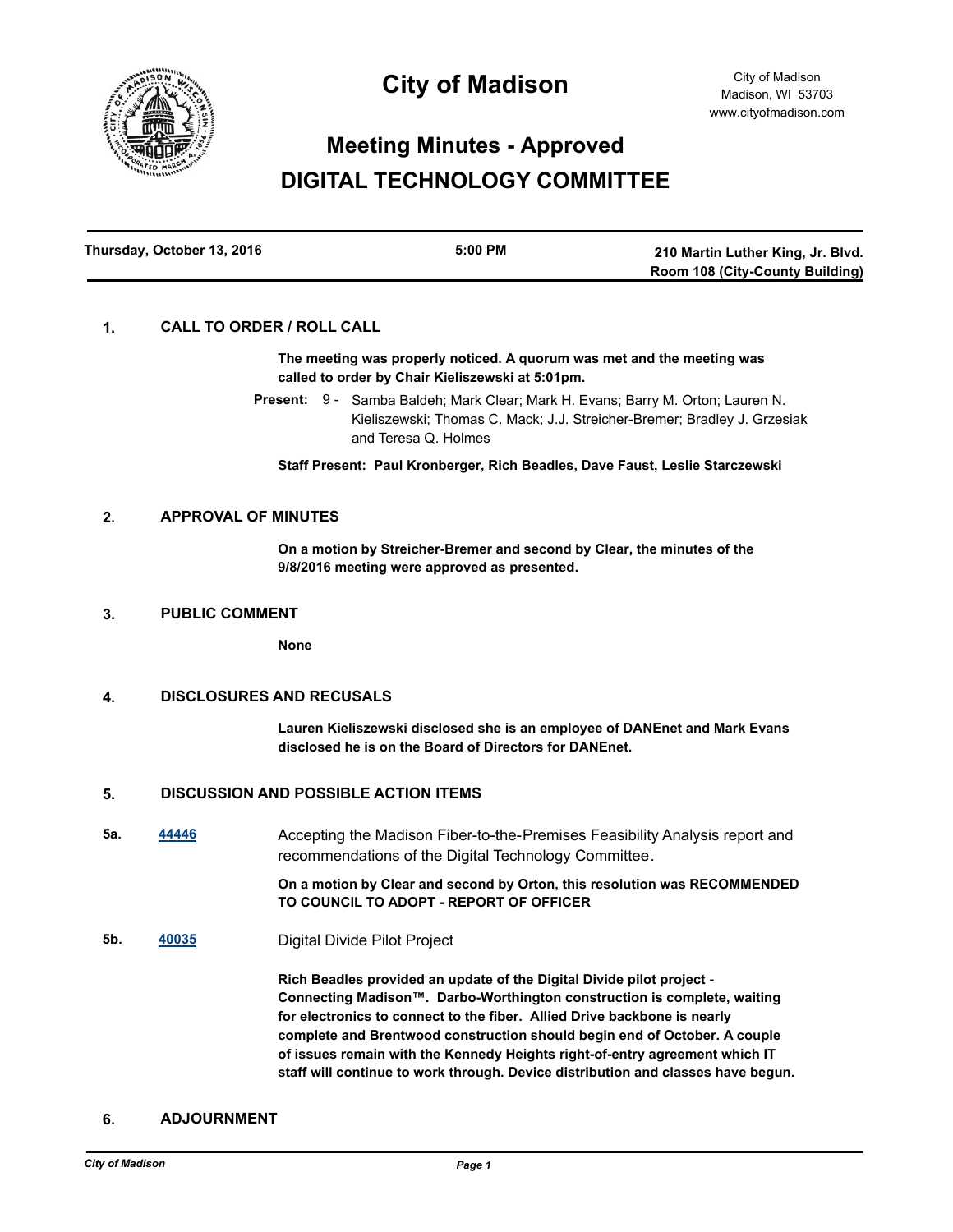# City of Madison

City of Madison
Madison, WI 53703
www.cityofmadison.com

## Meeting Minutes - Approved
## DIGITAL TECHNOLOGY COMMITTEE

| Thursday, October 13, 2016 | 5:00 PM | 210 Martin Luther King, Jr. Blvd. Room 108 (City-County Building) |
|---|---|---|

### 1. CALL TO ORDER / ROLL CALL

**The meeting was properly noticed. A quorum was met and the meeting was called to order by Chair Kieliszewski at 5:01pm.**

**Present:** 9 - Samba Baldeh; Mark Clear; Mark H. Evans; Barry M. Orton; Lauren N. Kieliszewski; Thomas C. Mack; J.J. Streicher-Bremer; Bradley J. Grzesiak and Teresa Q. Holmes

**Staff Present: Paul Kronberger, Rich Beadles, Dave Faust, Leslie Starczewski**

### 2. APPROVAL OF MINUTES

**On a motion by Streicher-Bremer and second by Clear, the minutes of the 9/8/2016 meeting were approved as presented.**

### 3. PUBLIC COMMENT

**None**

### 4. DISCLOSURES AND RECUSALS

**Lauren Kieliszewski disclosed she is an employee of DANEnet and Mark Evans disclosed he is on the Board of Directors for DANEnet.**

### 5. DISCUSSION AND POSSIBLE ACTION ITEMS

**5a.** 44446 Accepting the Madison Fiber-to-the-Premises Feasibility Analysis report and recommendations of the Digital Technology Committee.

**On a motion by Clear and second by Orton, this resolution was RECOMMENDED TO COUNCIL TO ADOPT - REPORT OF OFFICER**

**5b.** 40035 Digital Divide Pilot Project

**Rich Beadles provided an update of the Digital Divide pilot project - Connecting Madison™. Darbo-Worthington construction is complete, waiting for electronics to connect to the fiber. Allied Drive backbone is nearly complete and Brentwood construction should begin end of October. A couple of issues remain with the Kennedy Heights right-of-entry agreement which IT staff will continue to work through. Device distribution and classes have begun.**

### 6. ADJOURNMENT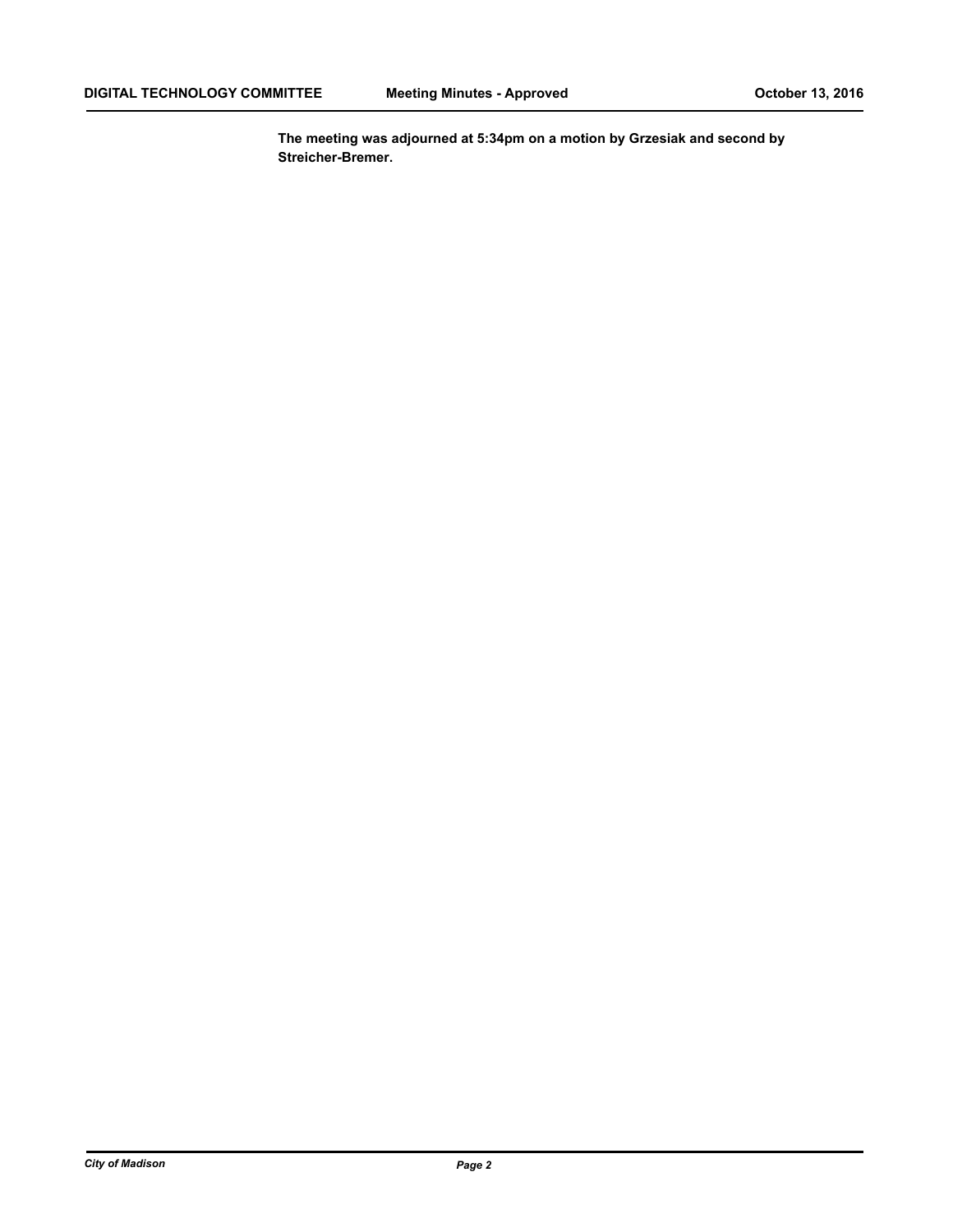**The meeting was adjourned at 5:34pm on a motion by Grzesiak and second by Streicher-Bremer.**